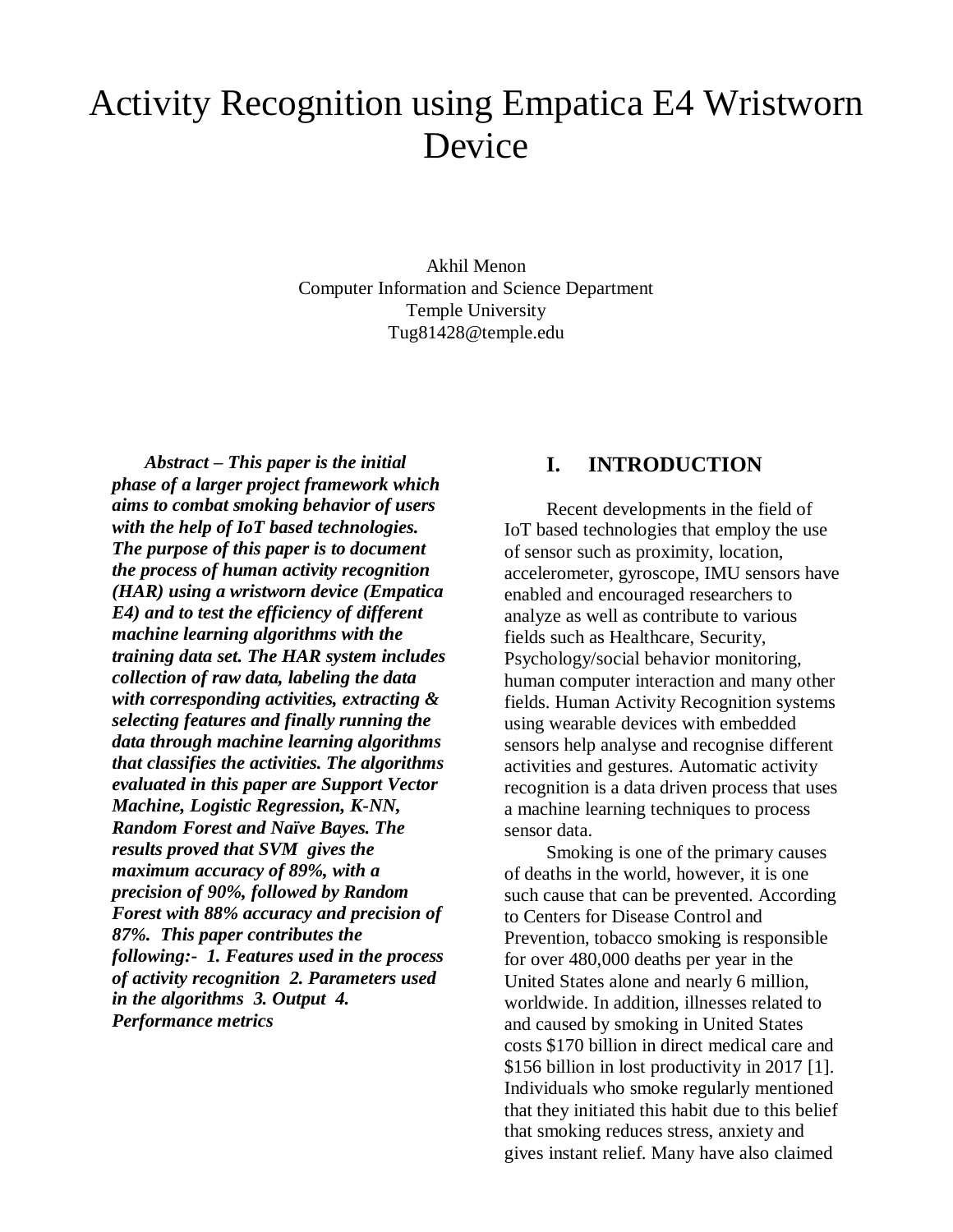# Activity Recognition using Empatica E4 Wristworn Device

Akhil Menon
Computer Information and Science Department
Temple University
Tug81428@temple.edu

***Abstract* – This paper is the initial phase of a larger project framework which aims to combat smoking behavior of users with the help of IoT based technologies. The purpose of this paper is to document the process of human activity recognition (HAR) using a wristworn device (Empatica E4) and to test the efficiency of different machine learning algorithms with the training data set. The HAR system includes collection of raw data, labeling the data with corresponding activities, extracting & selecting features and finally running the data through machine learning algorithms that classifies the activities. The algorithms evaluated in this paper are Support Vector Machine, Logistic Regression, K-NN, Random Forest and Naïve Bayes. The results proved that SVM gives the maximum accuracy of 89%, with a precision of 90%, followed by Random Forest with 88% accuracy and precision of 87%. This paper contributes the following:- 1. Features used in the process of activity recognition 2. Parameters used in the algorithms 3. Output 4. Performance metrics***

## I. INTRODUCTION

Recent developments in the field of IoT based technologies that employ the use of sensor such as proximity, location, accelerometer, gyroscope, IMU sensors have enabled and encouraged researchers to analyze as well as contribute to various fields such as Healthcare, Security, Psychology/social behavior monitoring, human computer interaction and many other fields. Human Activity Recognition systems using wearable devices with embedded sensors help analyse and recognise different activities and gestures. Automatic activity recognition is a data driven process that uses a machine learning techniques to process sensor data.

Smoking is one of the primary causes of deaths in the world, however, it is one such cause that can be prevented. According to Centers for Disease Control and Prevention, tobacco smoking is responsible for over 480,000 deaths per year in the United States alone and nearly 6 million, worldwide. In addition, illnesses related to and caused by smoking in United States costs $170 billion in direct medical care and $156 billion in lost productivity in 2017 [1]. Individuals who smoke regularly mentioned that they initiated this habit due to this belief that smoking reduces stress, anxiety and gives instant relief. Many have also claimed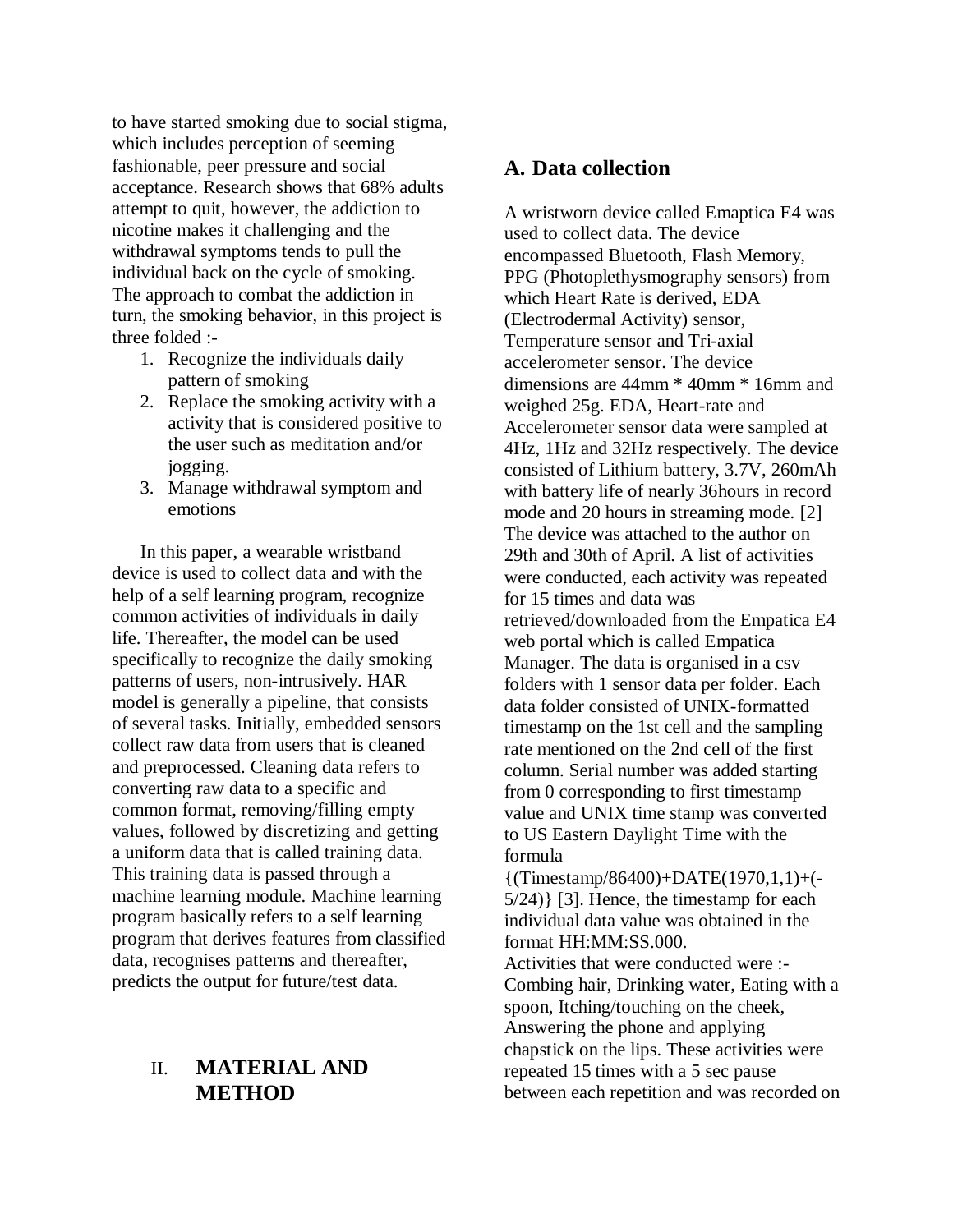to have started smoking due to social stigma, which includes perception of seeming fashionable, peer pressure and social acceptance. Research shows that 68% adults attempt to quit, however, the addiction to nicotine makes it challenging and the withdrawal symptoms tends to pull the individual back on the cycle of smoking. The approach to combat the addiction in turn, the smoking behavior, in this project is three folded :-

1. Recognize the individuals daily pattern of smoking
2. Replace the smoking activity with a activity that is considered positive to the user such as meditation and/or jogging.
3. Manage withdrawal symptom and emotions

In this paper, a wearable wristband device is used to collect data and with the help of a self learning program, recognize common activities of individuals in daily life. Thereafter, the model can be used specifically to recognize the daily smoking patterns of users, non-intrusively. HAR model is generally a pipeline, that consists of several tasks. Initially, embedded sensors collect raw data from users that is cleaned and preprocessed. Cleaning data refers to converting raw data to a specific and common format, removing/filling empty values, followed by discretizing and getting a uniform data that is called training data. This training data is passed through a machine learning module. Machine learning program basically refers to a self learning program that derives features from classified data, recognises patterns and thereafter, predicts the output for future/test data.

# II. MATERIAL AND METHOD

## A. Data collection

A wristworn device called Emaptica E4 was used to collect data. The device encompassed Bluetooth, Flash Memory, PPG (Photoplethysmography sensors) from which Heart Rate is derived, EDA (Electrodermal Activity) sensor, Temperature sensor and Tri-axial accelerometer sensor. The device dimensions are 44mm * 40mm * 16mm and weighed 25g. EDA, Heart-rate and Accelerometer sensor data were sampled at 4Hz, 1Hz and 32Hz respectively. The device consisted of Lithium battery, 3.7V, 260mAh with battery life of nearly 36hours in record mode and 20 hours in streaming mode. [2] The device was attached to the author on 29th and 30th of April. A list of activities were conducted, each activity was repeated for 15 times and data was retrieved/downloaded from the Empatica E4 web portal which is called Empatica Manager. The data is organised in a csv folders with 1 sensor data per folder. Each data folder consisted of UNIX-formatted timestamp on the 1st cell and the sampling rate mentioned on the 2nd cell of the first column. Serial number was added starting from 0 corresponding to first timestamp value and UNIX time stamp was converted to US Eastern Daylight Time with the formula {(Timestamp/86400)+DATE(1970,1,1)+(-5/24)} [3]. Hence, the timestamp for each individual data value was obtained in the format HH:MM:SS.000.

Activities that were conducted were :- Combing hair, Drinking water, Eating with a spoon, Itching/touching on the cheek, Answering the phone and applying chapstick on the lips. These activities were repeated 15 times with a 5 sec pause between each repetition and was recorded on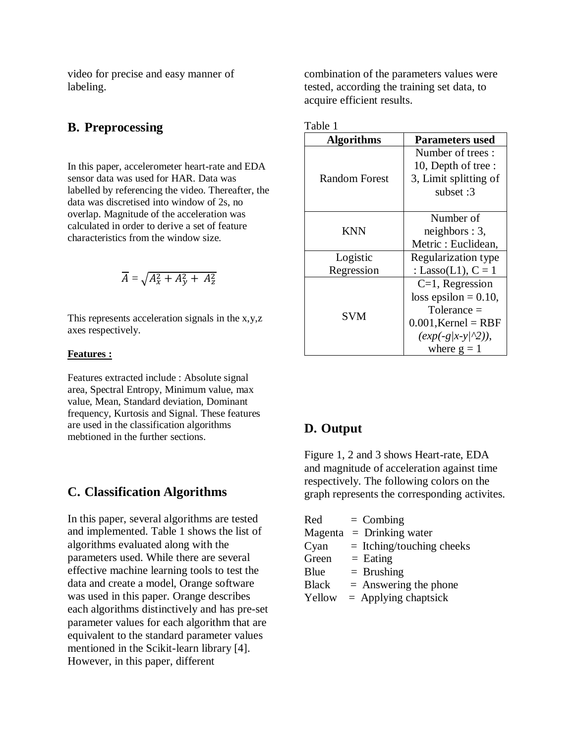video for precise and easy manner of labeling.

## B. Preprocessing

In this paper, accelerometer heart-rate and EDA sensor data was used for HAR. Data was labelled by referencing the video. Thereafter, the data was discretised into window of 2s, no overlap. Magnitude of the acceleration was calculated in order to derive a set of feature characteristics from the window size.

$$\overline{A} = \sqrt{A_x^2 + A_y^2 + A_z^2}$$

This represents acceleration signals in the x,y,z axes respectively.

**Features :**

Features extracted include : Absolute signal area, Spectral Entropy, Minimum value, max value, Mean, Standard deviation, Dominant frequency, Kurtosis and Signal. These features are used in the classification algorithms mebtioned in the further sections.

## C. Classification Algorithms

In this paper, several algorithms are tested and implemented. Table 1 shows the list of algorithms evaluated along with the parameters used. While there are several effective machine learning tools to test the data and create a model, Orange software was used in this paper. Orange describes each algorithms distinctively and has pre-set parameter values for each algorithm that are equivalent to the standard parameter values mentioned in the Scikit-learn library [4]. However, in this paper, different combination of the parameters values were tested, according the training set data, to acquire efficient results.

Table 1

| Algorithms | Parameters used |
|---|---|
| Random Forest | Number of trees : 10, Depth of tree : 3, Limit splitting of subset :3 |
| KNN | Number of neighbors : 3, Metric : Euclidean, |
| Logistic Regression | Regularization type : Lasso(L1), C = 1 |
| SVM | C=1, Regression loss epsilon = 0.10, Tolerance = 0.001,Kernel = RBF *(exp(-g\|x-y\|^2))*, where g = 1 |

## D. Output

Figure 1, 2 and 3 shows Heart-rate, EDA and magnitude of acceleration against time respectively. The following colors on the graph represents the corresponding activites.

Red = Combing
Magenta = Drinking water
Cyan = Itching/touching cheeks
Green = Eating
Blue = Brushing
Black = Answering the phone
Yellow = Applying chaptsick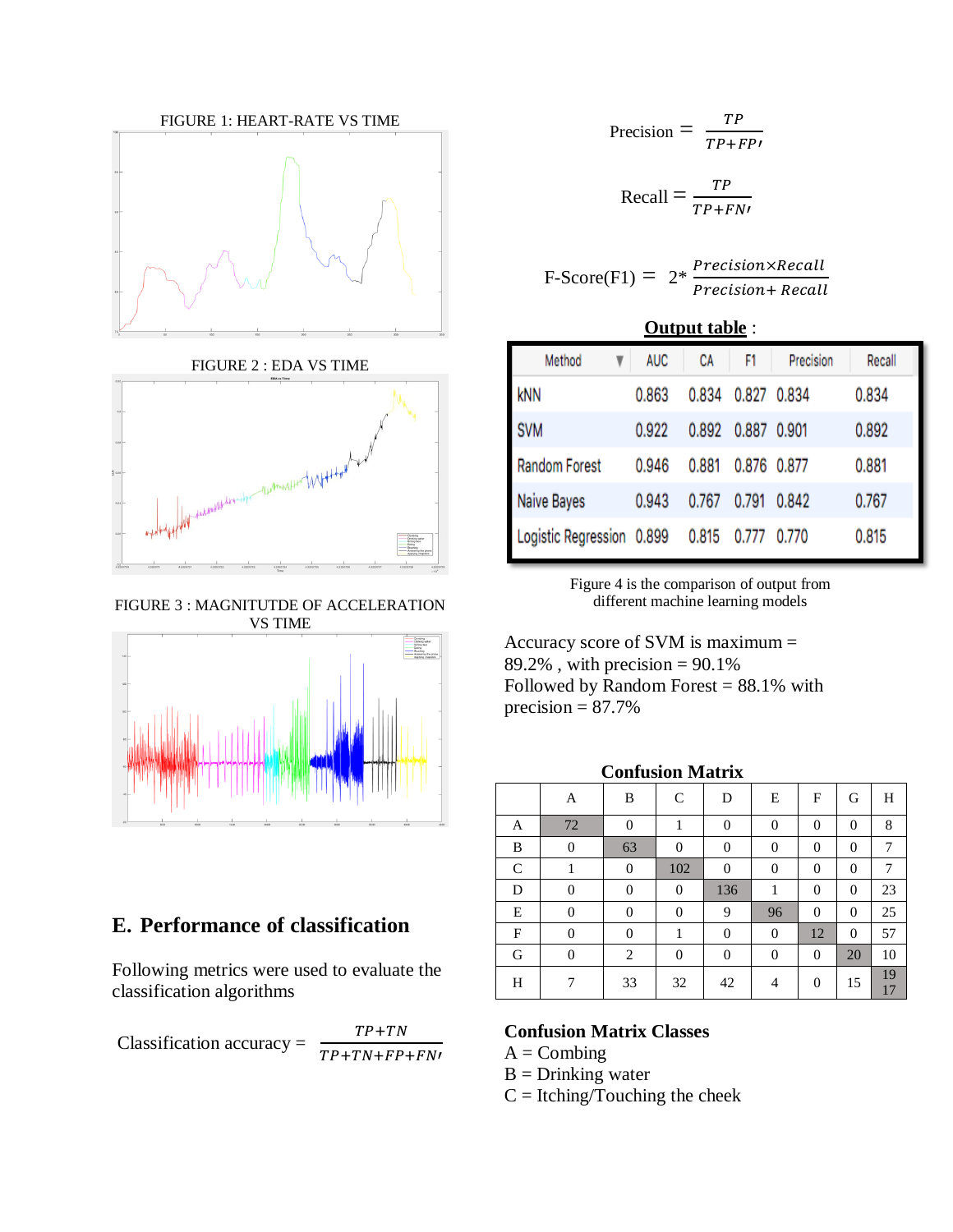FIGURE 1: HEART-RATE VS TIME

FIGURE 2 : EDA VS TIME

FIGURE 3 : MAGNITUTDE OF ACCELERATION VS TIME

## E. Performance of classification

Following metrics were used to evaluate the classification algorithms

$$\text{Classification accuracy} = \frac{TP+TN}{TP+TN+FP+FN'}$$

$$\text{Precision} = \frac{TP}{TP+FP'}$$

$$\text{Recall} = \frac{TP}{TP+FN'}$$

$$\text{F-Score(F1)} = 2 * \frac{Precision \times Recall}{Precision + Recall}$$

**Output table** :

| Method | AUC | CA | F1 | Precision | Recall |
|---|---|---|---|---|---|
| kNN | 0.863 | 0.834 | 0.827 | 0.834 | 0.834 |
| SVM | 0.922 | 0.892 | 0.887 | 0.901 | 0.892 |
| Random Forest | 0.946 | 0.881 | 0.876 | 0.877 | 0.881 |
| Naive Bayes | 0.943 | 0.767 | 0.791 | 0.842 | 0.767 |
| Logistic Regression | 0.899 | 0.815 | 0.777 | 0.770 | 0.815 |

Figure 4 is the comparison of output from different machine learning models

Accuracy score of SVM is maximum = 89.2% , with precision = 90.1%
Followed by Random Forest = 88.1% with precision = 87.7%

**Confusion Matrix**

| | A | B | C | D | E | F | G | H |
|---|---|---|---|---|---|---|---|---|
| A | 72 | 0 | 1 | 0 | 0 | 0 | 0 | 8 |
| B | 0 | 63 | 0 | 0 | 0 | 0 | 0 | 7 |
| C | 1 | 0 | 102 | 0 | 0 | 0 | 0 | 7 |
| D | 0 | 0 | 0 | 136 | 1 | 0 | 0 | 23 |
| E | 0 | 0 | 0 | 9 | 96 | 0 | 0 | 25 |
| F | 0 | 0 | 1 | 0 | 0 | 12 | 0 | 57 |
| G | 0 | 2 | 0 | 0 | 0 | 0 | 20 | 10 |
| H | 7 | 33 | 32 | 42 | 4 | 0 | 15 | 1917 |

**Confusion Matrix Classes**

A = Combing
B = Drinking water
C = Itching/Touching the cheek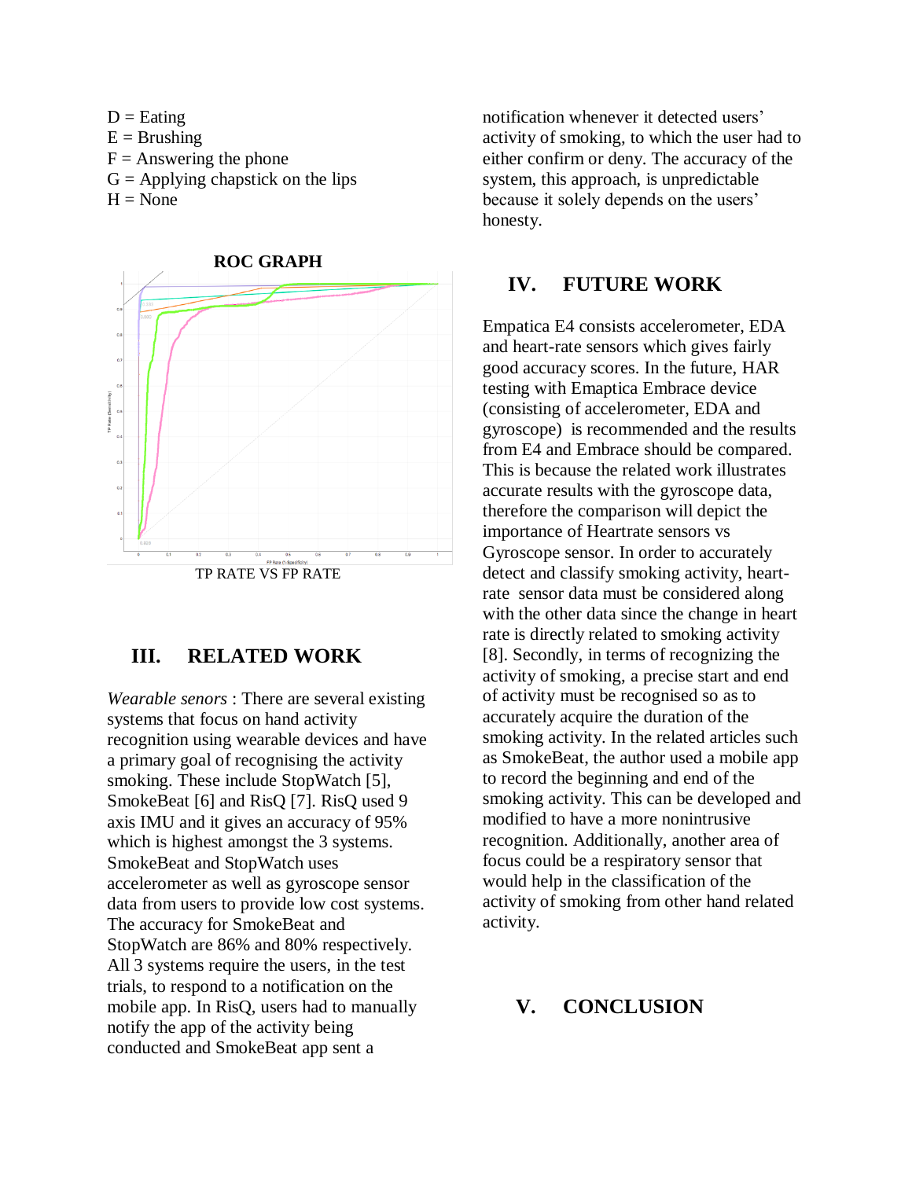D = Eating
E = Brushing
F = Answering the phone
G = Applying chapstick on the lips
H = None

**ROC GRAPH**

TP RATE VS FP RATE

## III. RELATED WORK

*Wearable senors* : There are several existing systems that focus on hand activity recognition using wearable devices and have a primary goal of recognising the activity smoking. These include StopWatch [5], SmokeBeat [6] and RisQ [7]. RisQ used 9 axis IMU and it gives an accuracy of 95% which is highest amongst the 3 systems. SmokeBeat and StopWatch uses accelerometer as well as gyroscope sensor data from users to provide low cost systems. The accuracy for SmokeBeat and StopWatch are 86% and 80% respectively. All 3 systems require the users, in the test trials, to respond to a notification on the mobile app. In RisQ, users had to manually notify the app of the activity being conducted and SmokeBeat app sent a notification whenever it detected users' activity of smoking, to which the user had to either confirm or deny. The accuracy of the system, this approach, is unpredictable because it solely depends on the users' honesty.

## IV. FUTURE WORK

Empatica E4 consists accelerometer, EDA and heart-rate sensors which gives fairly good accuracy scores. In the future, HAR testing with Emaptica Embrace device (consisting of accelerometer, EDA and gyroscope) is recommended and the results from E4 and Embrace should be compared. This is because the related work illustrates accurate results with the gyroscope data, therefore the comparison will depict the importance of Heartrate sensors vs Gyroscope sensor. In order to accurately detect and classify smoking activity, heart-rate sensor data must be considered along with the other data since the change in heart rate is directly related to smoking activity [8]. Secondly, in terms of recognizing the activity of smoking, a precise start and end of activity must be recognised so as to accurately acquire the duration of the smoking activity. In the related articles such as SmokeBeat, the author used a mobile app to record the beginning and end of the smoking activity. This can be developed and modified to have a more nonintrusive recognition. Additionally, another area of focus could be a respiratory sensor that would help in the classification of the activity of smoking from other hand related activity.

## V. CONCLUSION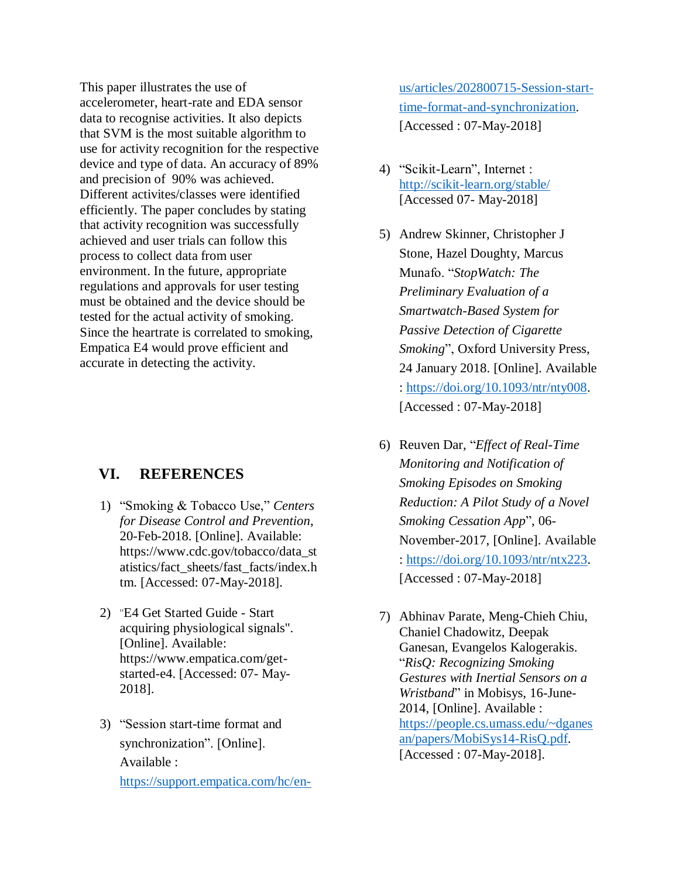This paper illustrates the use of accelerometer, heart-rate and EDA sensor data to recognise activities. It also depicts that SVM is the most suitable algorithm to use for activity recognition for the respective device and type of data. An accuracy of 89% and precision of 90% was achieved. Different activites/classes were identified efficiently. The paper concludes by stating that activity recognition was successfully achieved and user trials can follow this process to collect data from user environment. In the future, appropriate regulations and approvals for user testing must be obtained and the device should be tested for the actual activity of smoking. Since the heartrate is correlated to smoking, Empatica E4 would prove efficient and accurate in detecting the activity.

## VI. REFERENCES

1) "Smoking & Tobacco Use," *Centers for Disease Control and Prevention*, 20-Feb-2018. [Online]. Available: https://www.cdc.gov/tobacco/data_statistics/fact_sheets/fast_facts/index.htm. [Accessed: 07-May-2018].

2) "E4 Get Started Guide - Start acquiring physiological signals". [Online]. Available: https://www.empatica.com/get-started-e4. [Accessed: 07- May-2018].

3) "Session start-time format and synchronization". [Online]. Available : https://support.empatica.com/hc/en-us/articles/202800715-Session-start-time-format-and-synchronization. [Accessed : 07-May-2018]

4) "Scikit-Learn", Internet : http://scikit-learn.org/stable/ [Accessed 07- May-2018]

5) Andrew Skinner, Christopher J Stone, Hazel Doughty, Marcus Munafo. "*StopWatch: The Preliminary Evaluation of a Smartwatch-Based System for Passive Detection of Cigarette Smoking*", Oxford University Press, 24 January 2018. [Online]. Available : https://doi.org/10.1093/ntr/nty008. [Accessed : 07-May-2018]

6) Reuven Dar, "*Effect of Real-Time Monitoring and Notification of Smoking Episodes on Smoking Reduction: A Pilot Study of a Novel Smoking Cessation App*", 06-November-2017, [Online]. Available : https://doi.org/10.1093/ntr/ntx223. [Accessed : 07-May-2018]

7) Abhinav Parate, Meng-Chieh Chiu, Chaniel Chadowitz, Deepak Ganesan, Evangelos Kalogerakis. "*RisQ: Recognizing Smoking Gestures with Inertial Sensors on a Wristband*" in Mobisys, 16-June-2014, [Online]. Available : https://people.cs.umass.edu/~dganesan/papers/MobiSys14-RisQ.pdf. [Accessed : 07-May-2018].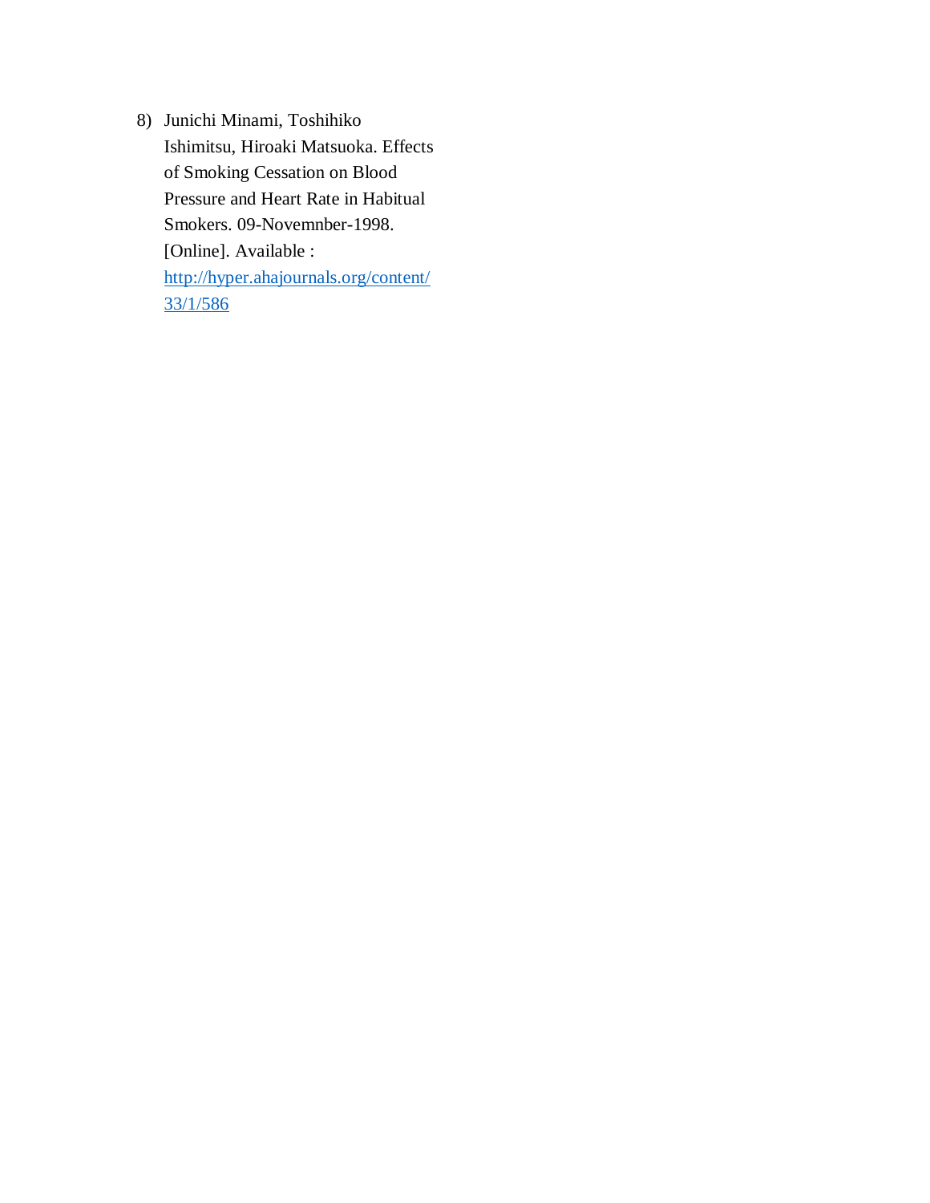8) Junichi Minami, Toshihiko Ishimitsu, Hiroaki Matsuoka. Effects of Smoking Cessation on Blood Pressure and Heart Rate in Habitual Smokers. 09-Novemnber-1998. [Online]. Available : http://hyper.ahajournals.org/content/33/1/586